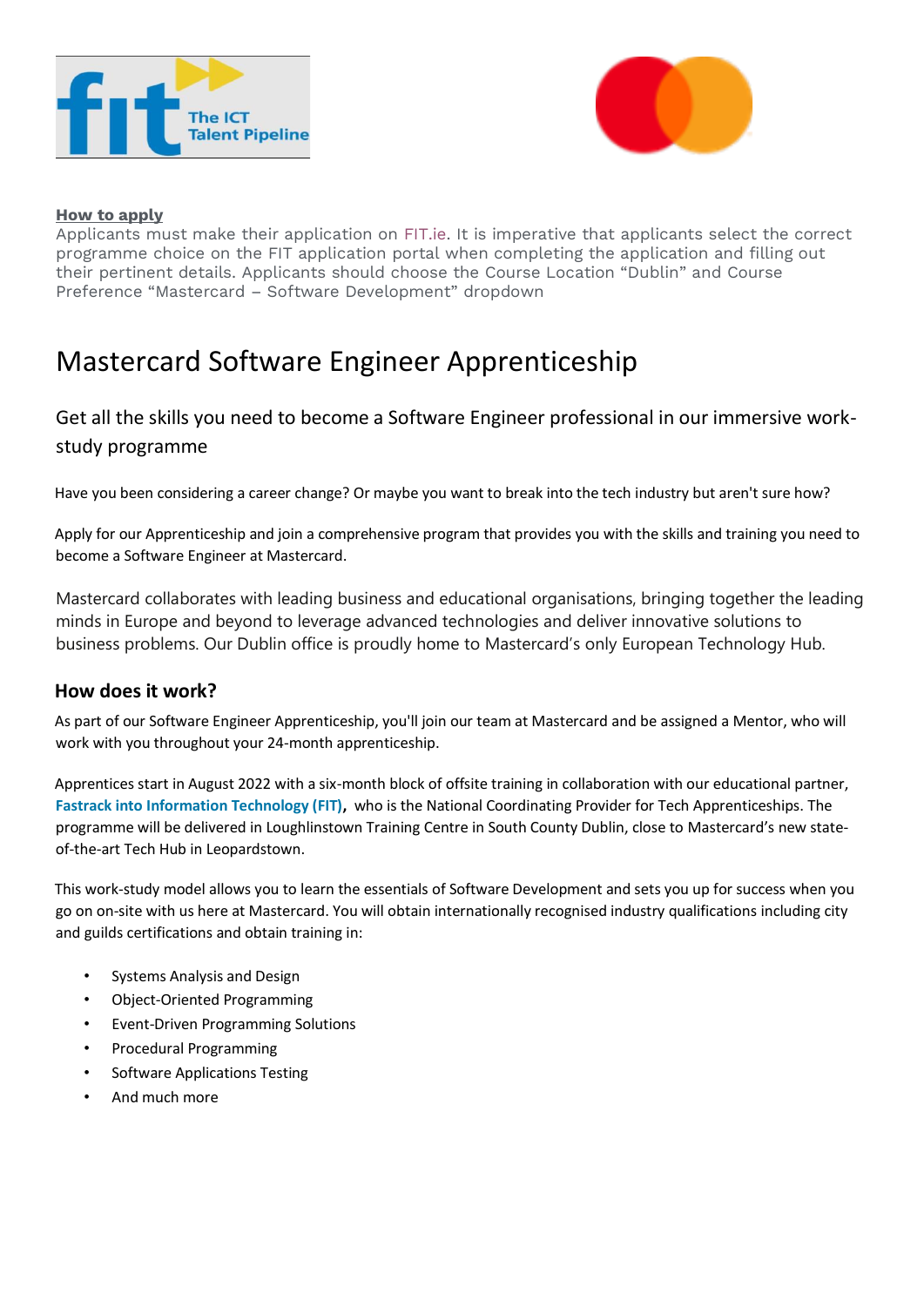**How to apply**

Applicants must make their application on FIT.ie. It is imperative that applicants select the correct programme choice on the FIT application portal when completing the application and filling out their pertinent details. Applicants should choose the Course Location "Dublin" and Course Preference "Mastercard – Software Development" dropdown

# Mastercard Software Engineer Apprenticeship

## Get all the skills you need to become a Software Engineer professional in our immersive work-study programme

Have you been considering a career change? Or maybe you want to break into the tech industry but aren't sure how?

Apply for our Apprenticeship and join a comprehensive program that provides you with the skills and training you need to become a Software Engineer at Mastercard.

Mastercard collaborates with leading business and educational organisations, bringing together the leading minds in Europe and beyond to leverage advanced technologies and deliver innovative solutions to business problems. Our Dublin office is proudly home to Mastercard's only European Technology Hub.

### How does it work?

As part of our Software Engineer Apprenticeship, you'll join our team at Mastercard and be assigned a Mentor, who will work with you throughout your 24-month apprenticeship.

Apprentices start in August 2022 with a six-month block of offsite training in collaboration with our educational partner, **Fastrack into Information Technology (FIT),** who is the National Coordinating Provider for Tech Apprenticeships. The programme will be delivered in Loughlinstown Training Centre in South County Dublin, close to Mastercard's new state-of-the-art Tech Hub in Leopardstown.

This work-study model allows you to learn the essentials of Software Development and sets you up for success when you go on on-site with us here at Mastercard. You will obtain internationally recognised industry qualifications including city and guilds certifications and obtain training in:

- Systems Analysis and Design
- Object-Oriented Programming
- Event-Driven Programming Solutions
- Procedural Programming
- Software Applications Testing
- And much more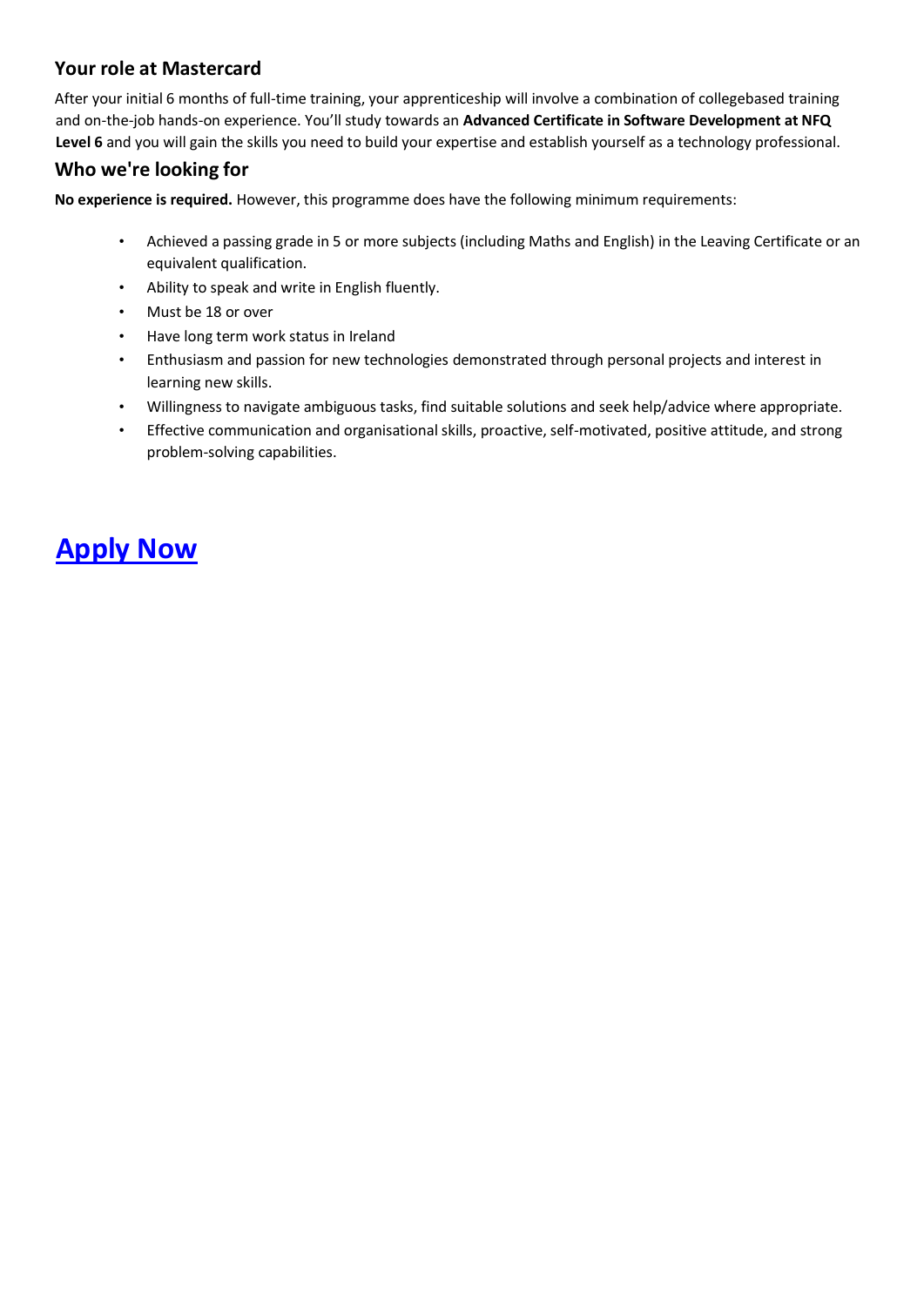## Your role at Mastercard

After your initial 6 months of full-time training, your apprenticeship will involve a combination of collegebased training and on-the-job hands-on experience. You'll study towards an **Advanced Certificate in Software Development at NFQ Level 6** and you will gain the skills you need to build your expertise and establish yourself as a technology professional.

## Who we're looking for

**No experience is required.** However, this programme does have the following minimum requirements:

- Achieved a passing grade in 5 or more subjects (including Maths and English) in the Leaving Certificate or an equivalent qualification.
- Ability to speak and write in English fluently.
- Must be 18 or over
- Have long term work status in Ireland
- Enthusiasm and passion for new technologies demonstrated through personal projects and interest in learning new skills.
- Willingness to navigate ambiguous tasks, find suitable solutions and seek help/advice where appropriate.
- Effective communication and organisational skills, proactive, self-motivated, positive attitude, and strong problem-solving capabilities.

# Apply Now